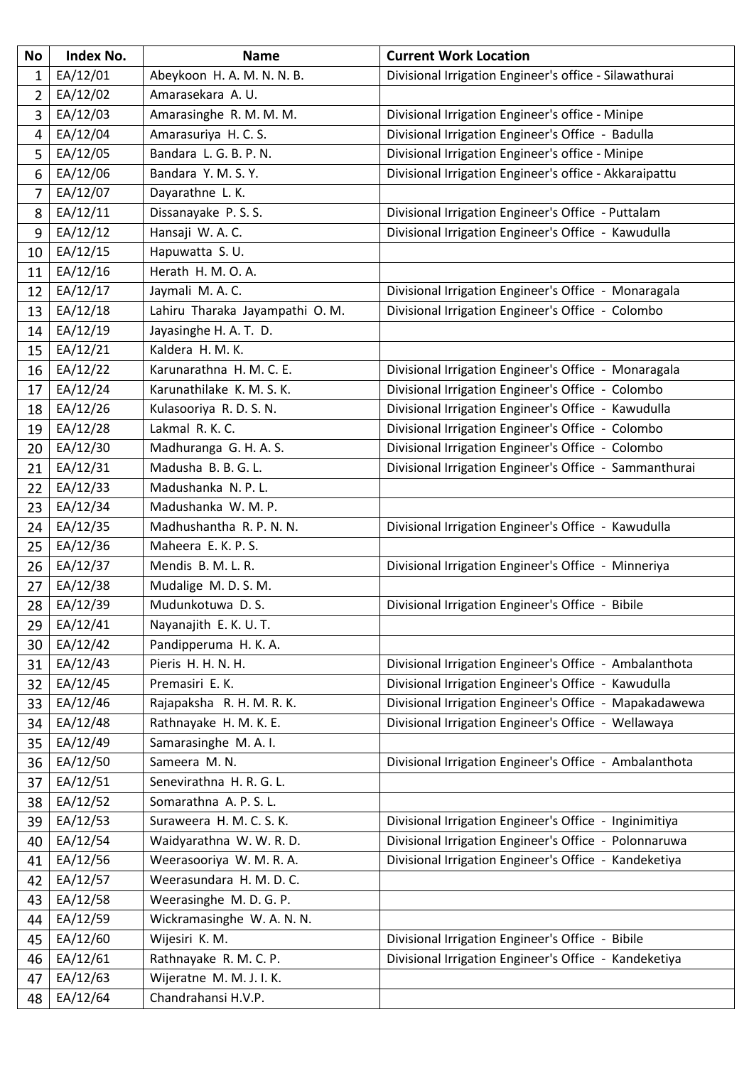| No | Index No. | Name | Current Work Location |
|---|---|---|---|
| 1 | EA/12/01 | Abeykoon H. A. M. N. N. B. | Divisional Irrigation Engineer's office - Silawathurai |
| 2 | EA/12/02 | Amarasekara A. U. | |
| 3 | EA/12/03 | Amarasinghe R. M. M. M. | Divisional Irrigation Engineer's office - Minipe |
| 4 | EA/12/04 | Amarasuriya H. C. S. | Divisional Irrigation Engineer's Office - Badulla |
| 5 | EA/12/05 | Bandara L. G. B. P. N. | Divisional Irrigation Engineer's office - Minipe |
| 6 | EA/12/06 | Bandara Y. M. S. Y. | Divisional Irrigation Engineer's office - Akkaraipattu |
| 7 | EA/12/07 | Dayarathne L. K. | |
| 8 | EA/12/11 | Dissanayake P. S. S. | Divisional Irrigation Engineer's Office - Puttalam |
| 9 | EA/12/12 | Hansaji W. A. C. | Divisional Irrigation Engineer's Office - Kawudulla |
| 10 | EA/12/15 | Hapuwatta S. U. | |
| 11 | EA/12/16 | Herath H. M. O. A. | |
| 12 | EA/12/17 | Jaymali M. A. C. | Divisional Irrigation Engineer's Office - Monaragala |
| 13 | EA/12/18 | Lahiru Tharaka Jayampathi O. M. | Divisional Irrigation Engineer's Office - Colombo |
| 14 | EA/12/19 | Jayasinghe H. A. T. D. | |
| 15 | EA/12/21 | Kaldera H. M. K. | |
| 16 | EA/12/22 | Karunarathna H. M. C. E. | Divisional Irrigation Engineer's Office - Monaragala |
| 17 | EA/12/24 | Karunathilake K. M. S. K. | Divisional Irrigation Engineer's Office - Colombo |
| 18 | EA/12/26 | Kulasooriya R. D. S. N. | Divisional Irrigation Engineer's Office - Kawudulla |
| 19 | EA/12/28 | Lakmal R. K. C. | Divisional Irrigation Engineer's Office - Colombo |
| 20 | EA/12/30 | Madhuranga G. H. A. S. | Divisional Irrigation Engineer's Office - Colombo |
| 21 | EA/12/31 | Madusha B. B. G. L. | Divisional Irrigation Engineer's Office - Sammanthurai |
| 22 | EA/12/33 | Madushanka N. P. L. | |
| 23 | EA/12/34 | Madushanka W. M. P. | |
| 24 | EA/12/35 | Madhushantha R. P. N. N. | Divisional Irrigation Engineer's Office - Kawudulla |
| 25 | EA/12/36 | Maheera E. K. P. S. | |
| 26 | EA/12/37 | Mendis B. M. L. R. | Divisional Irrigation Engineer's Office - Minneriya |
| 27 | EA/12/38 | Mudalige M. D. S. M. | |
| 28 | EA/12/39 | Mudunkotuwa D. S. | Divisional Irrigation Engineer's Office - Bibile |
| 29 | EA/12/41 | Nayanajith E. K. U. T. | |
| 30 | EA/12/42 | Pandipperuma H. K. A. | |
| 31 | EA/12/43 | Pieris H. H. N. H. | Divisional Irrigation Engineer's Office - Ambalanthota |
| 32 | EA/12/45 | Premasiri E. K. | Divisional Irrigation Engineer's Office - Kawudulla |
| 33 | EA/12/46 | Rajapaksha R. H. M. R. K. | Divisional Irrigation Engineer's Office - Mapakadawewa |
| 34 | EA/12/48 | Rathnayake H. M. K. E. | Divisional Irrigation Engineer's Office - Wellawaya |
| 35 | EA/12/49 | Samarasinghe M. A. I. | |
| 36 | EA/12/50 | Sameera M. N. | Divisional Irrigation Engineer's Office - Ambalanthota |
| 37 | EA/12/51 | Senevirathna H. R. G. L. | |
| 38 | EA/12/52 | Somarathna A. P. S. L. | |
| 39 | EA/12/53 | Suraweera H. M. C. S. K. | Divisional Irrigation Engineer's Office - Inginimitiya |
| 40 | EA/12/54 | Waidyarathna W. W. R. D. | Divisional Irrigation Engineer's Office - Polonnaruwa |
| 41 | EA/12/56 | Weerasooriya W. M. R. A. | Divisional Irrigation Engineer's Office - Kandeketiya |
| 42 | EA/12/57 | Weerasundara H. M. D. C. | |
| 43 | EA/12/58 | Weerasinghe M. D. G. P. | |
| 44 | EA/12/59 | Wickramasinghe W. A. N. N. | |
| 45 | EA/12/60 | Wijesiri K. M. | Divisional Irrigation Engineer's Office - Bibile |
| 46 | EA/12/61 | Rathnayake R. M. C. P. | Divisional Irrigation Engineer's Office - Kandeketiya |
| 47 | EA/12/63 | Wijeratne M. M. J. I. K. | |
| 48 | EA/12/64 | Chandrahansi H.V.P. | |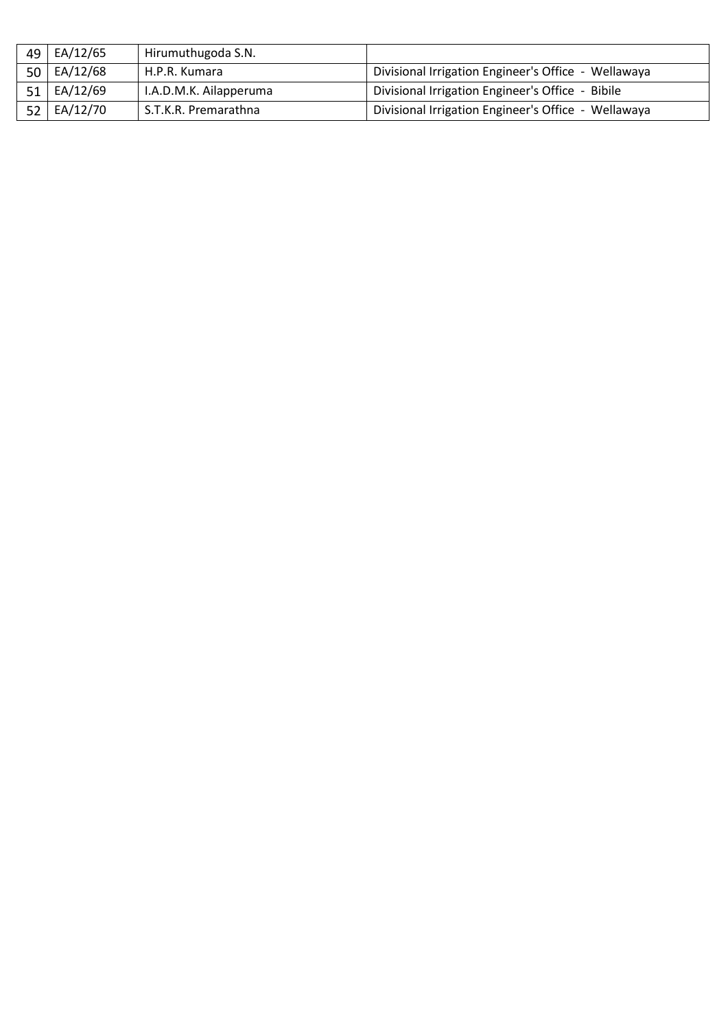| | | | |
|---|---|---|---|
| 49 | EA/12/65 | Hirumuthugoda S.N. | |
| 50 | EA/12/68 | H.P.R. Kumara | Divisional Irrigation Engineer's Office - Wellawaya |
| 51 | EA/12/69 | I.A.D.M.K. Ailapperuma | Divisional Irrigation Engineer's Office - Bibile |
| 52 | EA/12/70 | S.T.K.R. Premarathna | Divisional Irrigation Engineer's Office - Wellawaya |